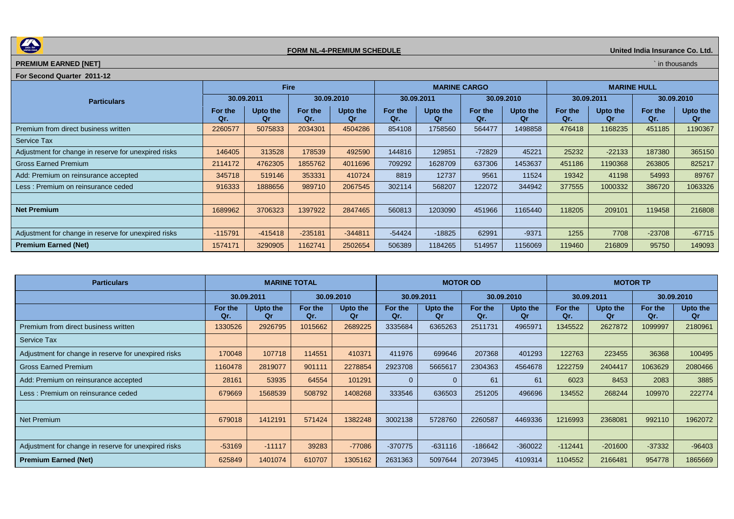**FORM NL-4-PREMIUM SCHEDULE**

**United India Insurance Co. Ltd.**

**PREMIUM EARNED [NET]**

` in thousands

**For Second Quarter 2011-12**

| Particulars | Fire | | | | MARINE CARGO | | | | MARINE HULL | | | |
|---|---|---|---|---|---|---|---|---|---|---|---|---|
| | 30.09.2011 | | 30.09.2010 | | 30.09.2011 | | 30.09.2010 | | 30.09.2011 | | 30.09.2010 | |
| | For the Qr. | Upto the Qr | For the Qr. | Upto the Qr | For the Qr. | Upto the Qr | For the Qr. | Upto the Qr | For the Qr. | Upto the Qr | For the Qr. | Upto the Qr |
| Premium from direct business written | 2260577 | 5075833 | 2034301 | 4504286 | 854108 | 1758560 | 564477 | 1498858 | 476418 | 1168235 | 451185 | 1190367 |
| Service Tax | | | | | | | | | | | | |
| Adjustment for change in reserve for unexpired risks | 146405 | 313528 | 178539 | 492590 | 144816 | 129851 | -72829 | 45221 | 25232 | -22133 | 187380 | 365150 |
| Gross Earned Premium | 2114172 | 4762305 | 1855762 | 4011696 | 709292 | 1628709 | 637306 | 1453637 | 451186 | 1190368 | 263805 | 825217 |
| Add: Premium on reinsurance accepted | 345718 | 519146 | 353331 | 410724 | 8819 | 12737 | 9561 | 11524 | 19342 | 41198 | 54993 | 89767 |
| Less : Premium on reinsurance ceded | 916333 | 1888656 | 989710 | 2067545 | 302114 | 568207 | 122072 | 344942 | 377555 | 1000332 | 386720 | 1063326 |
| | | | | | | | | | | | | |
| **Net Premium** | 1689962 | 3706323 | 1397922 | 2847465 | 560813 | 1203090 | 451966 | 1165440 | 118205 | 209101 | 119458 | 216808 |
| | | | | | | | | | | | | |
| Adjustment for change in reserve for unexpired risks | -115791 | -415418 | -235181 | -344811 | -54424 | -18825 | 62991 | -9371 | 1255 | 7708 | -23708 | -67715 |
| **Premium Earned (Net)** | 1574171 | 3290905 | 1162741 | 2502654 | 506389 | 1184265 | 514957 | 1156069 | 119460 | 216809 | 95750 | 149093 |

| Particulars | MARINE TOTAL | | | | MOTOR OD | | | | MOTOR TP | | | |
|---|---|---|---|---|---|---|---|---|---|---|---|---|
| | 30.09.2011 | | 30.09.2010 | | 30.09.2011 | | 30.09.2010 | | 30.09.2011 | | 30.09.2010 | |
| | For the Qr. | Upto the Qr | For the Qr. | Upto the Qr | For the Qr. | Upto the Qr | For the Qr. | Upto the Qr | For the Qr. | Upto the Qr | For the Qr. | Upto the Qr |
| Premium from direct business written | 1330526 | 2926795 | 1015662 | 2689225 | 3335684 | 6365263 | 2511731 | 4965971 | 1345522 | 2627872 | 1099997 | 2180961 |
| Service Tax | | | | | | | | | | | | |
| Adjustment for change in reserve for unexpired risks | 170048 | 107718 | 114551 | 410371 | 411976 | 699646 | 207368 | 401293 | 122763 | 223455 | 36368 | 100495 |
| Gross Earned Premium | 1160478 | 2819077 | 901111 | 2278854 | 2923708 | 5665617 | 2304363 | 4564678 | 1222759 | 2404417 | 1063629 | 2080466 |
| Add: Premium on reinsurance accepted | 28161 | 53935 | 64554 | 101291 | 0 | 0 | 61 | 61 | 6023 | 8453 | 2083 | 3885 |
| Less : Premium on reinsurance ceded | 679669 | 1568539 | 508792 | 1408268 | 333546 | 636503 | 251205 | 496696 | 134552 | 268244 | 109970 | 222774 |
| | | | | | | | | | | | | |
| Net Premium | 679018 | 1412191 | 571424 | 1382248 | 3002138 | 5728760 | 2260587 | 4469336 | 1216993 | 2368081 | 992110 | 1962072 |
| | | | | | | | | | | | | |
| Adjustment for change in reserve for unexpired risks | -53169 | -11117 | 39283 | -77086 | -370775 | -631116 | -186642 | -360022 | -112441 | -201600 | -37332 | -96403 |
| **Premium Earned (Net)** | 625849 | 1401074 | 610707 | 1305162 | 2631363 | 5097644 | 2073945 | 4109314 | 1104552 | 2166481 | 954778 | 1865669 |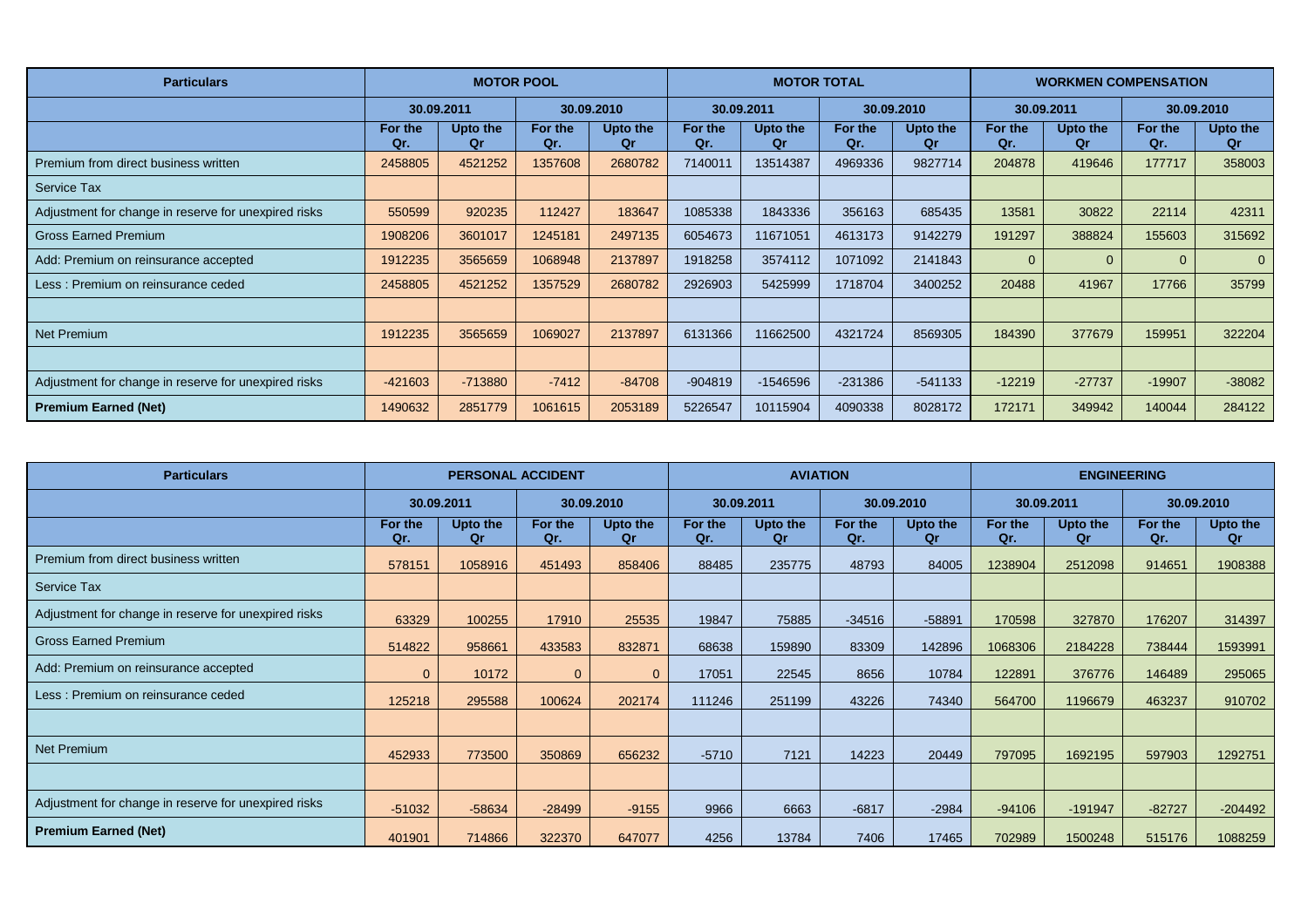| Particulars | MOTOR POOL | | | | MOTOR TOTAL | | | | WORKMEN COMPENSATION | | | |
|---|---|---|---|---|---|---|---|---|---|---|---|---|
| | 30.09.2011 | | 30.09.2010 | | 30.09.2011 | | 30.09.2010 | | 30.09.2011 | | 30.09.2010 | |
| | For the Qr. | Upto the Qr | For the Qr. | Upto the Qr | For the Qr. | Upto the Qr | For the Qr. | Upto the Qr | For the Qr. | Upto the Qr | For the Qr. | Upto the Qr |
| Premium from direct business written | 2458805 | 4521252 | 1357608 | 2680782 | 7140011 | 13514387 | 4969336 | 9827714 | 204878 | 419646 | 177717 | 358003 |
| Service Tax | | | | | | | | | | | | |
| Adjustment for change in reserve for unexpired risks | 550599 | 920235 | 112427 | 183647 | 1085338 | 1843336 | 356163 | 685435 | 13581 | 30822 | 22114 | 42311 |
| Gross Earned Premium | 1908206 | 3601017 | 1245181 | 2497135 | 6054673 | 11671051 | 4613173 | 9142279 | 191297 | 388824 | 155603 | 315692 |
| Add: Premium on reinsurance accepted | 1912235 | 3565659 | 1068948 | 2137897 | 1918258 | 3574112 | 1071092 | 2141843 | 0 | 0 | 0 | 0 |
| Less : Premium on reinsurance ceded | 2458805 | 4521252 | 1357529 | 2680782 | 2926903 | 5425999 | 1718704 | 3400252 | 20488 | 41967 | 17766 | 35799 |
| | | | | | | | | | | | | |
| Net Premium | 1912235 | 3565659 | 1069027 | 2137897 | 6131366 | 11662500 | 4321724 | 8569305 | 184390 | 377679 | 159951 | 322204 |
| | | | | | | | | | | | | |
| Adjustment for change in reserve for unexpired risks | -421603 | -713880 | -7412 | -84708 | -904819 | -1546596 | -231386 | -541133 | -12219 | -27737 | -19907 | -38082 |
| **Premium Earned (Net)** | 1490632 | 2851779 | 1061615 | 2053189 | 5226547 | 10115904 | 4090338 | 8028172 | 172171 | 349942 | 140044 | 284122 |

| Particulars | PERSONAL ACCIDENT | | | | AVIATION | | | | ENGINEERING | | | |
|---|---|---|---|---|---|---|---|---|---|---|---|---|
| | 30.09.2011 | | 30.09.2010 | | 30.09.2011 | | 30.09.2010 | | 30.09.2011 | | 30.09.2010 | |
| | For the Qr. | Upto the Qr | For the Qr. | Upto the Qr | For the Qr. | Upto the Qr | For the Qr. | Upto the Qr | For the Qr. | Upto the Qr | For the Qr. | Upto the Qr |
| Premium from direct business written | 578151 | 1058916 | 451493 | 858406 | 88485 | 235775 | 48793 | 84005 | 1238904 | 2512098 | 914651 | 1908388 |
| Service Tax | | | | | | | | | | | | |
| Adjustment for change in reserve for unexpired risks | 63329 | 100255 | 17910 | 25535 | 19847 | 75885 | -34516 | -58891 | 170598 | 327870 | 176207 | 314397 |
| Gross Earned Premium | 514822 | 958661 | 433583 | 832871 | 68638 | 159890 | 83309 | 142896 | 1068306 | 2184228 | 738444 | 1593991 |
| Add: Premium on reinsurance accepted | 0 | 10172 | 0 | 0 | 17051 | 22545 | 8656 | 10784 | 122891 | 376776 | 146489 | 295065 |
| Less : Premium on reinsurance ceded | 125218 | 295588 | 100624 | 202174 | 111246 | 251199 | 43226 | 74340 | 564700 | 1196679 | 463237 | 910702 |
| | | | | | | | | | | | | |
| Net Premium | 452933 | 773500 | 350869 | 656232 | -5710 | 7121 | 14223 | 20449 | 797095 | 1692195 | 597903 | 1292751 |
| | | | | | | | | | | | | |
| Adjustment for change in reserve for unexpired risks | -51032 | -58634 | -28499 | -9155 | 9966 | 6663 | -6817 | -2984 | -94106 | -191947 | -82727 | -204492 |
| **Premium Earned (Net)** | 401901 | 714866 | 322370 | 647077 | 4256 | 13784 | 7406 | 17465 | 702989 | 1500248 | 515176 | 1088259 |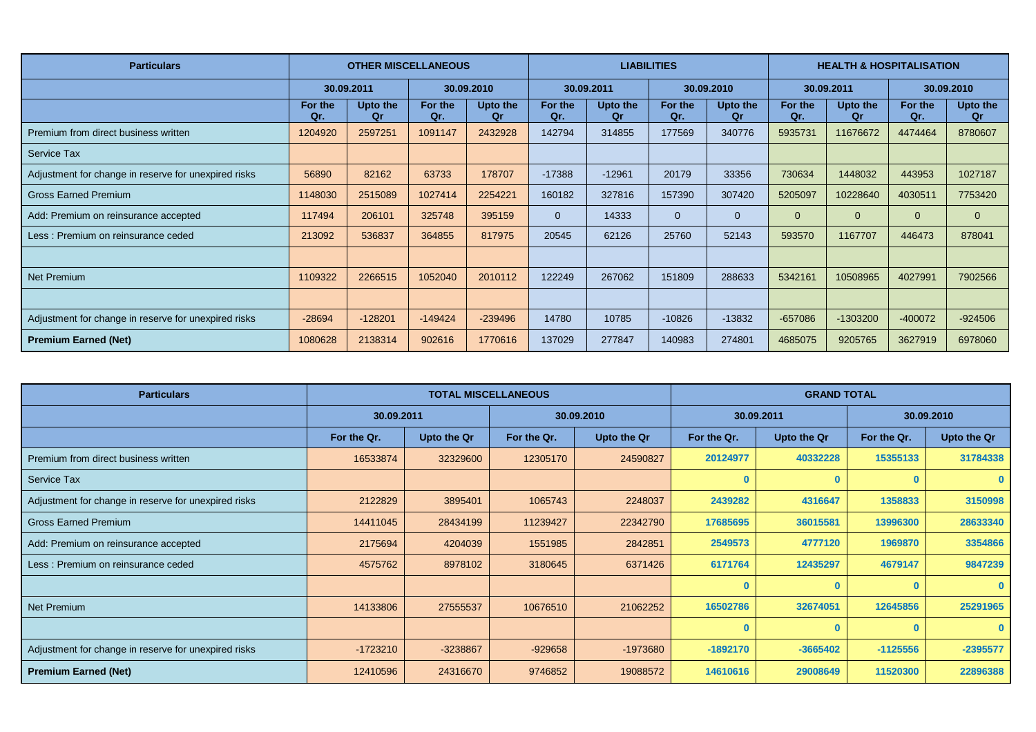| Particulars | OTHER MISCELLANEOUS | | | | LIABILITIES | | | | HEALTH & HOSPITALISATION | | | |
|---|---|---|---|---|---|---|---|---|---|---|---|---|
| | 30.09.2011 | | 30.09.2010 | | 30.09.2011 | | 30.09.2010 | | 30.09.2011 | | 30.09.2010 | |
| | For the Qr. | Upto the Qr | For the Qr. | Upto the Qr | For the Qr. | Upto the Qr | For the Qr. | Upto the Qr | For the Qr. | Upto the Qr | For the Qr. | Upto the Qr |
| Premium from direct business written | 1204920 | 2597251 | 1091147 | 2432928 | 142794 | 314855 | 177569 | 340776 | 5935731 | 11676672 | 4474464 | 8780607 |
| Service Tax | | | | | | | | | | | | |
| Adjustment for change in reserve for unexpired risks | 56890 | 82162 | 63733 | 178707 | -17388 | -12961 | 20179 | 33356 | 730634 | 1448032 | 443953 | 1027187 |
| Gross Earned Premium | 1148030 | 2515089 | 1027414 | 2254221 | 160182 | 327816 | 157390 | 307420 | 5205097 | 10228640 | 4030511 | 7753420 |
| Add: Premium on reinsurance accepted | 117494 | 206101 | 325748 | 395159 | 0 | 14333 | 0 | 0 | 0 | 0 | 0 | 0 |
| Less : Premium on reinsurance ceded | 213092 | 536837 | 364855 | 817975 | 20545 | 62126 | 25760 | 52143 | 593570 | 1167707 | 446473 | 878041 |
| | | | | | | | | | | | | |
| Net Premium | 1109322 | 2266515 | 1052040 | 2010112 | 122249 | 267062 | 151809 | 288633 | 5342161 | 10508965 | 4027991 | 7902566 |
| | | | | | | | | | | | | |
| Adjustment for change in reserve for unexpired risks | -28694 | -128201 | -149424 | -239496 | 14780 | 10785 | -10826 | -13832 | -657086 | -1303200 | -400072 | -924506 |
| **Premium Earned (Net)** | 1080628 | 2138314 | 902616 | 1770616 | 137029 | 277847 | 140983 | 274801 | 4685075 | 9205765 | 3627919 | 6978060 |

| Particulars | TOTAL MISCELLANEOUS | | | | GRAND TOTAL | | | |
|---|---|---|---|---|---|---|---|---|
| | 30.09.2011 | | 30.09.2010 | | 30.09.2011 | | 30.09.2010 | |
| | For the Qr. | Upto the Qr | For the Qr. | Upto the Qr | For the Qr. | Upto the Qr | For the Qr. | Upto the Qr |
| Premium from direct business written | 16533874 | 32329600 | 12305170 | 24590827 | 20124977 | 40332228 | 15355133 | 31784338 |
| Service Tax | | | | | 0 | 0 | 0 | 0 |
| Adjustment for change in reserve for unexpired risks | 2122829 | 3895401 | 1065743 | 2248037 | 2439282 | 4316647 | 1358833 | 3150998 |
| Gross Earned Premium | 14411045 | 28434199 | 11239427 | 22342790 | 17685695 | 36015581 | 13996300 | 28633340 |
| Add: Premium on reinsurance accepted | 2175694 | 4204039 | 1551985 | 2842851 | 2549573 | 4777120 | 1969870 | 3354866 |
| Less : Premium on reinsurance ceded | 4575762 | 8978102 | 3180645 | 6371426 | 6171764 | 12435297 | 4679147 | 9847239 |
| | | | | | 0 | 0 | 0 | 0 |
| Net Premium | 14133806 | 27555537 | 10676510 | 21062252 | 16502786 | 32674051 | 12645856 | 25291965 |
| | | | | | 0 | 0 | 0 | 0 |
| Adjustment for change in reserve for unexpired risks | -1723210 | -3238867 | -929658 | -1973680 | -1892170 | -3665402 | -1125556 | -2395577 |
| **Premium Earned (Net)** | 12410596 | 24316670 | 9746852 | 19088572 | 14610616 | 29008649 | 11520300 | 22896388 |